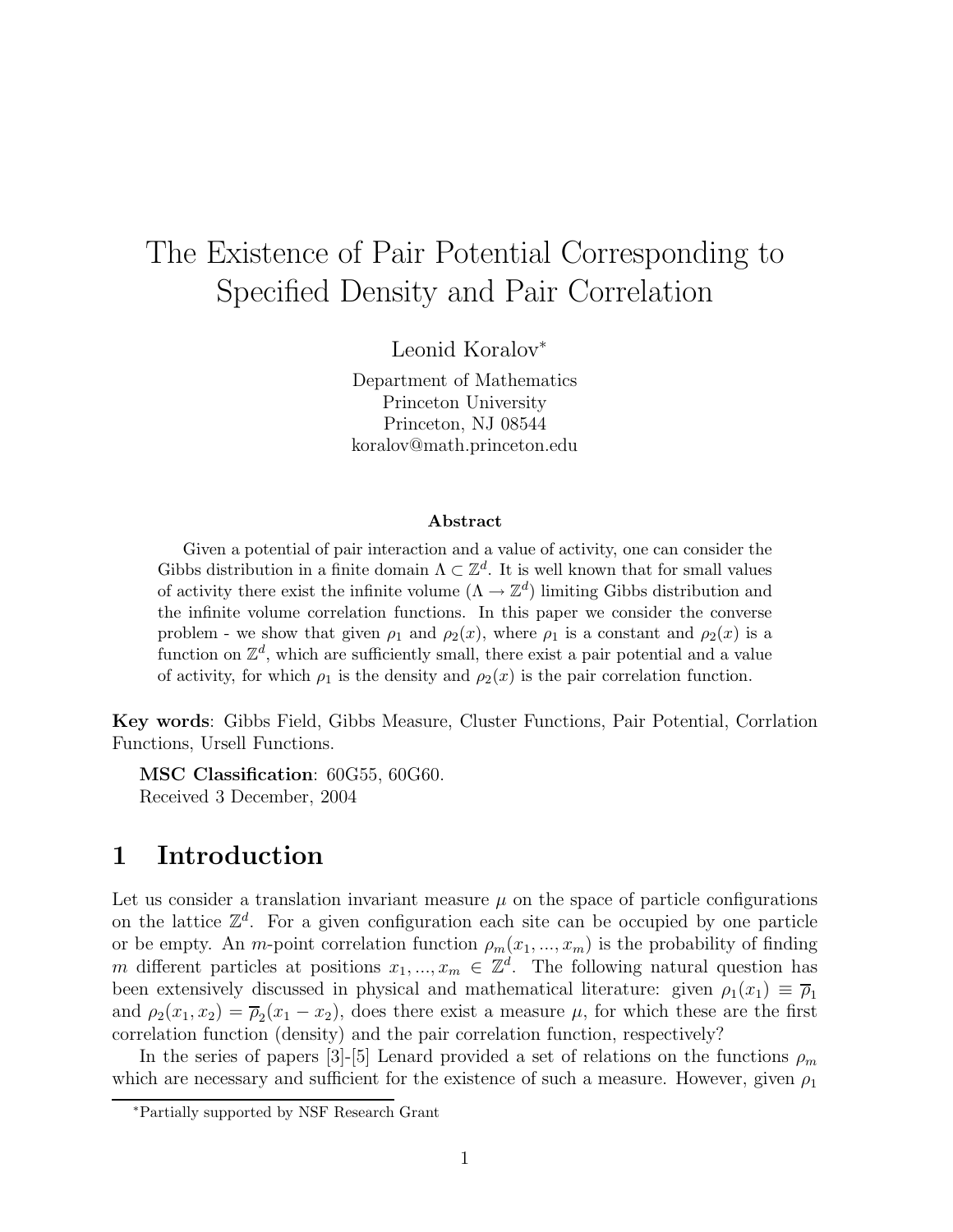# The Existence of Pair Potential Corresponding to Specified Density and Pair Correlation

Leonid Koralov*

Department of Mathematics
Princeton University
Princeton, NJ 08544
koralov@math.princeton.edu

**Abstract**

Given a potential of pair interaction and a value of activity, one can consider the Gibbs distribution in a finite domain $\Lambda \subset \mathbb{Z}^d$. It is well known that for small values of activity there exist the infinite volume ($\Lambda \to \mathbb{Z}^d$) limiting Gibbs distribution and the infinite volume correlation functions. In this paper we consider the converse problem - we show that given $\rho_1$ and $\rho_2(x)$, where $\rho_1$ is a constant and $\rho_2(x)$ is a function on $\mathbb{Z}^d$, which are sufficiently small, there exist a pair potential and a value of activity, for which $\rho_1$ is the density and $\rho_2(x)$ is the pair correlation function.

**Key words**: Gibbs Field, Gibbs Measure, Cluster Functions, Pair Potential, Corrlation Functions, Ursell Functions.

**MSC Classification**: 60G55, 60G60.
Received 3 December, 2004

## 1 Introduction

Let us consider a translation invariant measure $\mu$ on the space of particle configurations on the lattice $\mathbb{Z}^d$. For a given configuration each site can be occupied by one particle or be empty. An $m$-point correlation function $\rho_m(x_1, ..., x_m)$ is the probability of finding $m$ different particles at positions $x_1, ..., x_m \in \mathbb{Z}^d$. The following natural question has been extensively discussed in physical and mathematical literature: given $\rho_1(x_1) \equiv \overline{\rho}_1$ and $\rho_2(x_1, x_2) = \overline{\rho}_2(x_1 - x_2)$, does there exist a measure $\mu$, for which these are the first correlation function (density) and the pair correlation function, respectively?

In the series of papers [3]-[5] Lenard provided a set of relations on the functions $\rho_m$ which are necessary and sufficient for the existence of such a measure. However, given $\rho_1$

*Partially supported by NSF Research Grant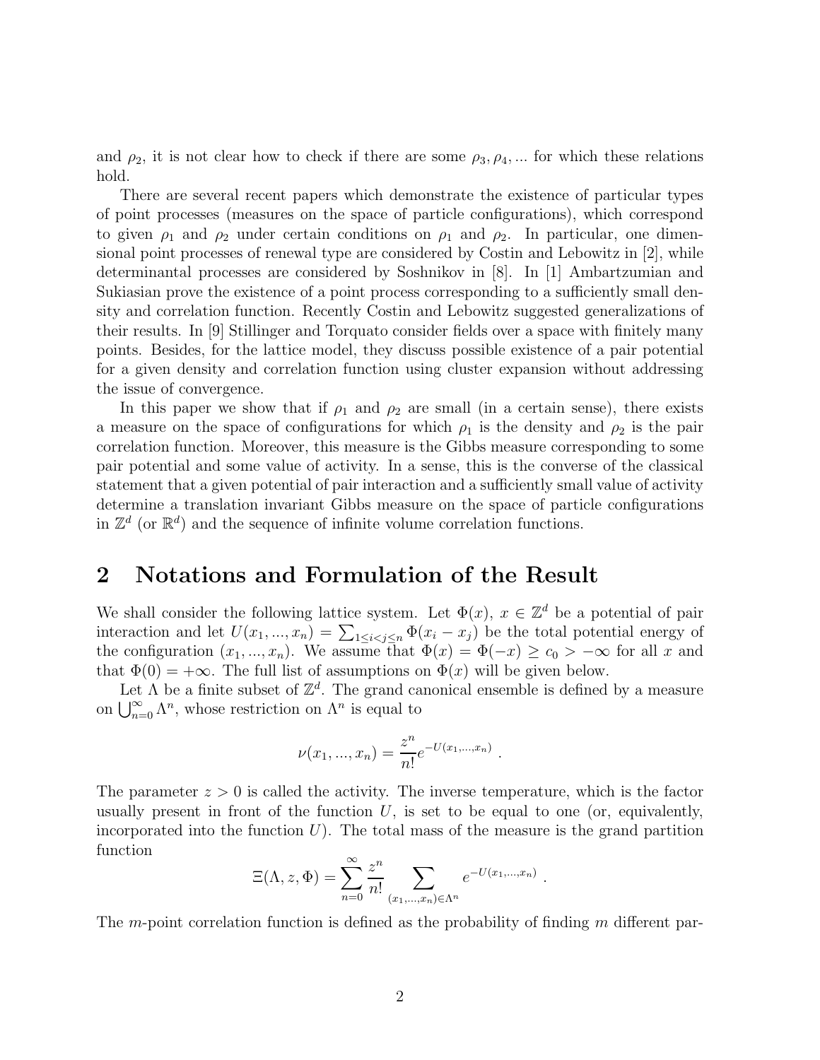and $\rho_2$, it is not clear how to check if there are some $\rho_3, \rho_4, ...$ for which these relations hold.

There are several recent papers which demonstrate the existence of particular types of point processes (measures on the space of particle configurations), which correspond to given $\rho_1$ and $\rho_2$ under certain conditions on $\rho_1$ and $\rho_2$. In particular, one dimensional point processes of renewal type are considered by Costin and Lebowitz in [2], while determinantal processes are considered by Soshnikov in [8]. In [1] Ambartzumian and Sukiasian prove the existence of a point process corresponding to a sufficiently small density and correlation function. Recently Costin and Lebowitz suggested generalizations of their results. In [9] Stillinger and Torquato consider fields over a space with finitely many points. Besides, for the lattice model, they discuss possible existence of a pair potential for a given density and correlation function using cluster expansion without addressing the issue of convergence.

In this paper we show that if $\rho_1$ and $\rho_2$ are small (in a certain sense), there exists a measure on the space of configurations for which $\rho_1$ is the density and $\rho_2$ is the pair correlation function. Moreover, this measure is the Gibbs measure corresponding to some pair potential and some value of activity. In a sense, this is the converse of the classical statement that a given potential of pair interaction and a sufficiently small value of activity determine a translation invariant Gibbs measure on the space of particle configurations in $\mathbb{Z}^d$ (or $\mathbb{R}^d$) and the sequence of infinite volume correlation functions.

## 2 Notations and Formulation of the Result

We shall consider the following lattice system. Let $\Phi(x)$, $x \in \mathbb{Z}^d$ be a potential of pair interaction and let $U(x_1, ..., x_n) = \sum_{1 \le i < j \le n} \Phi(x_i - x_j)$ be the total potential energy of the configuration $(x_1, ..., x_n)$. We assume that $\Phi(x) = \Phi(-x) \ge c_0 > -\infty$ for all $x$ and that $\Phi(0) = +\infty$. The full list of assumptions on $\Phi(x)$ will be given below.

Let $\Lambda$ be a finite subset of $\mathbb{Z}^d$. The grand canonical ensemble is defined by a measure on $\bigcup_{n=0}^{\infty} \Lambda^n$, whose restriction on $\Lambda^n$ is equal to

$$\nu(x_1, ..., x_n) = \frac{z^n}{n!} e^{-U(x_1, ..., x_n)} .$$

The parameter $z > 0$ is called the activity. The inverse temperature, which is the factor usually present in front of the function $U$, is set to be equal to one (or, equivalently, incorporated into the function $U$). The total mass of the measure is the grand partition function

$$\Xi(\Lambda, z, \Phi) = \sum_{n=0}^{\infty} \frac{z^n}{n!} \sum_{(x_1, ..., x_n) \in \Lambda^n} e^{-U(x_1, ..., x_n)} .$$

The $m$-point correlation function is defined as the probability of finding $m$ different par-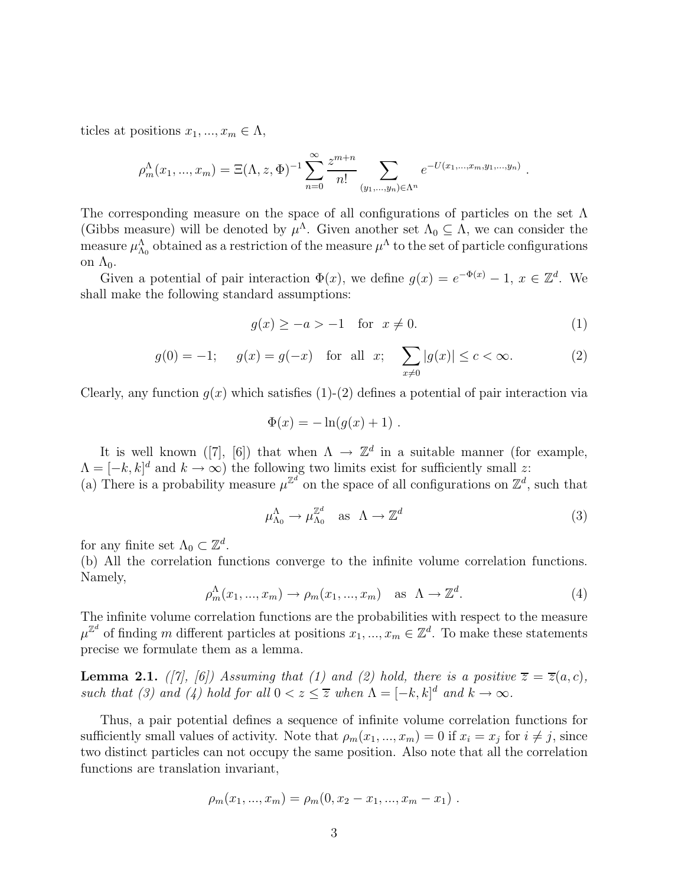ticles at positions $x_1, ..., x_m \in \Lambda$,

$$\rho_m^\Lambda(x_1, ..., x_m) = \Xi(\Lambda, z, \Phi)^{-1} \sum_{n=0}^{\infty} \frac{z^{m+n}}{n!} \sum_{(y_1,...,y_n) \in \Lambda^n} e^{-U(x_1,...,x_m,y_1,...,y_n)} .$$

The corresponding measure on the space of all configurations of particles on the set $\Lambda$ (Gibbs measure) will be denoted by $\mu^\Lambda$. Given another set $\Lambda_0 \subseteq \Lambda$, we can consider the measure $\mu^\Lambda_{\Lambda_0}$ obtained as a restriction of the measure $\mu^\Lambda$ to the set of particle configurations on $\Lambda_0$.

Given a potential of pair interaction $\Phi(x)$, we define $g(x) = e^{-\Phi(x)} - 1$, $x \in \mathbb{Z}^d$. We shall make the following standard assumptions:

$$g(x) \geq -a > -1 \quad \text{for} \quad x \neq 0. \tag{1}$$

$$g(0) = -1; \quad g(x) = g(-x) \quad \text{for all} \quad x; \quad \sum_{x \neq 0} |g(x)| \leq c < \infty. \tag{2}$$

Clearly, any function $g(x)$ which satisfies (1)-(2) defines a potential of pair interaction via

$$\Phi(x) = -\ln(g(x) + 1) .$$

It is well known ([7], [6]) that when $\Lambda \to \mathbb{Z}^d$ in a suitable manner (for example, $\Lambda = [-k, k]^d$ and $k \to \infty$) the following two limits exist for sufficiently small $z$:
(a) There is a probability measure $\mu^{\mathbb{Z}^d}$ on the space of all configurations on $\mathbb{Z}^d$, such that

$$\mu^\Lambda_{\Lambda_0} \to \mu^{\mathbb{Z}^d}_{\Lambda_0} \quad \text{as} \quad \Lambda \to \mathbb{Z}^d \tag{3}$$

for any finite set $\Lambda_0 \subset \mathbb{Z}^d$.
(b) All the correlation functions converge to the infinite volume correlation functions. Namely,

$$\rho^\Lambda_m(x_1, ..., x_m) \to \rho_m(x_1, ..., x_m) \quad \text{as} \quad \Lambda \to \mathbb{Z}^d. \tag{4}$$

The infinite volume correlation functions are the probabilities with respect to the measure $\mu^{\mathbb{Z}^d}$ of finding $m$ different particles at positions $x_1, ..., x_m \in \mathbb{Z}^d$. To make these statements precise we formulate them as a lemma.

**Lemma 2.1.** *([7], [6]) Assuming that (1) and (2) hold, there is a positive $\overline{z} = \overline{z}(a, c)$, such that (3) and (4) hold for all $0 < z \leq \overline{z}$ when $\Lambda = [-k, k]^d$ and $k \to \infty$.*

Thus, a pair potential defines a sequence of infinite volume correlation functions for sufficiently small values of activity. Note that $\rho_m(x_1, ..., x_m) = 0$ if $x_i = x_j$ for $i \neq j$, since two distinct particles can not occupy the same position. Also note that all the correlation functions are translation invariant,

$$\rho_m(x_1, ..., x_m) = \rho_m(0, x_2 - x_1, ..., x_m - x_1) .$$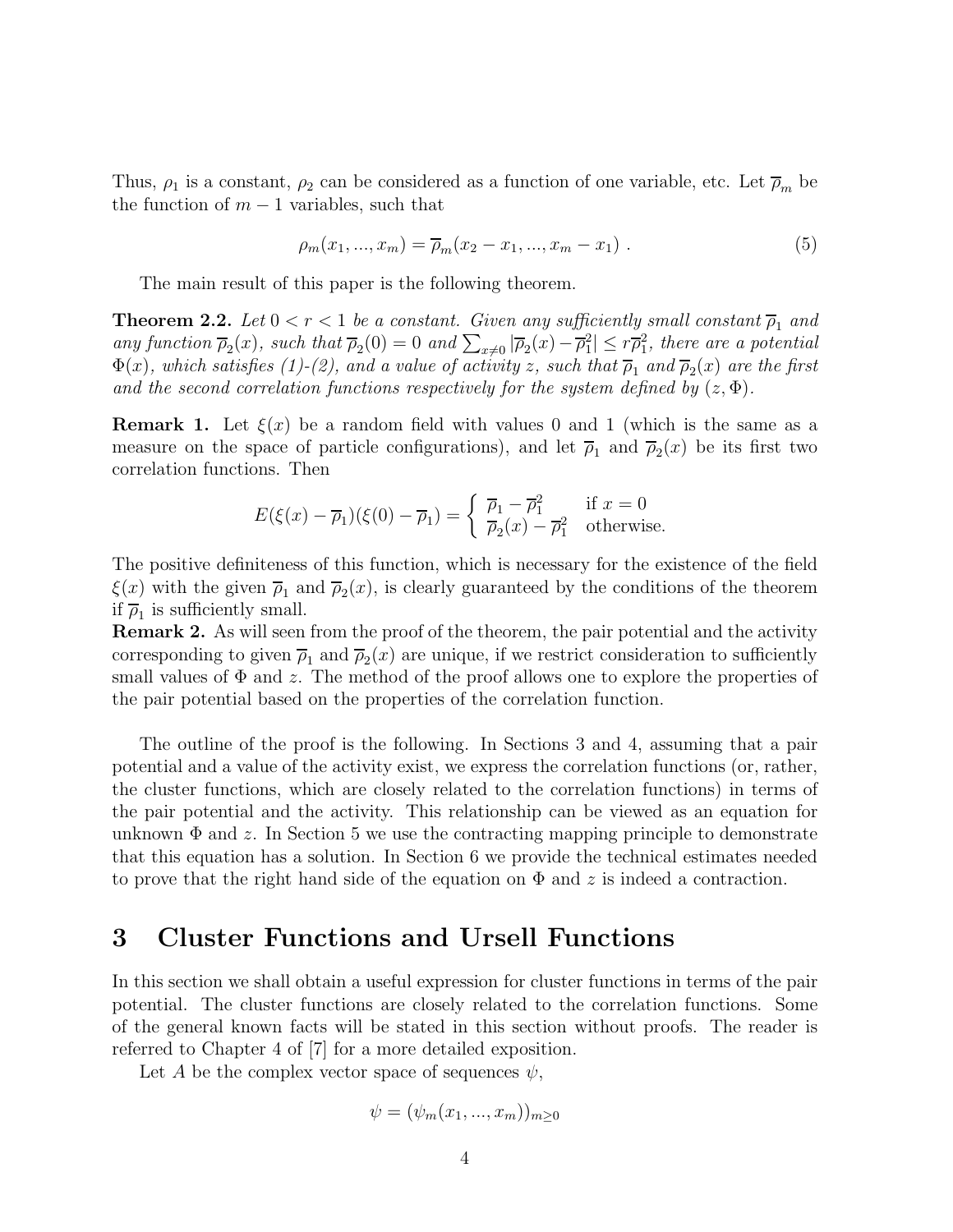Thus, $\rho_1$ is a constant, $\rho_2$ can be considered as a function of one variable, etc. Let $\overline{\rho}_m$ be the function of $m-1$ variables, such that

$$\rho_m(x_1, ..., x_m) = \overline{\rho}_m(x_2 - x_1, ..., x_m - x_1) \ . \tag{5}$$

The main result of this paper is the following theorem.

**Theorem 2.2.** *Let $0 < r < 1$ be a constant. Given any sufficiently small constant $\overline{\rho}_1$ and any function $\overline{\rho}_2(x)$, such that $\overline{\rho}_2(0) = 0$ and $\sum_{x \neq 0} |\overline{\rho}_2(x) - \overline{\rho}_1^2| \leq r\overline{\rho}_1^2$, there are a potential $\Phi(x)$, which satisfies (1)-(2), and a value of activity $z$, such that $\overline{\rho}_1$ and $\overline{\rho}_2(x)$ are the first and the second correlation functions respectively for the system defined by $(z, \Phi)$.*

**Remark 1.** Let $\xi(x)$ be a random field with values 0 and 1 (which is the same as a measure on the space of particle configurations), and let $\overline{\rho}_1$ and $\overline{\rho}_2(x)$ be its first two correlation functions. Then

$$E(\xi(x) - \overline{\rho}_1)(\xi(0) - \overline{\rho}_1) = \begin{cases} \overline{\rho}_1 - \overline{\rho}_1^2 & \text{if } x = 0 \\ \overline{\rho}_2(x) - \overline{\rho}_1^2 & \text{otherwise.} \end{cases}$$

The positive definiteness of this function, which is necessary for the existence of the field $\xi(x)$ with the given $\overline{\rho}_1$ and $\overline{\rho}_2(x)$, is clearly guaranteed by the conditions of the theorem if $\overline{\rho}_1$ is sufficiently small.

**Remark 2.** As will seen from the proof of the theorem, the pair potential and the activity corresponding to given $\overline{\rho}_1$ and $\overline{\rho}_2(x)$ are unique, if we restrict consideration to sufficiently small values of $\Phi$ and $z$. The method of the proof allows one to explore the properties of the pair potential based on the properties of the correlation function.

The outline of the proof is the following. In Sections 3 and 4, assuming that a pair potential and a value of the activity exist, we express the correlation functions (or, rather, the cluster functions, which are closely related to the correlation functions) in terms of the pair potential and the activity. This relationship can be viewed as an equation for unknown $\Phi$ and $z$. In Section 5 we use the contracting mapping principle to demonstrate that this equation has a solution. In Section 6 we provide the technical estimates needed to prove that the right hand side of the equation on $\Phi$ and $z$ is indeed a contraction.

# 3 Cluster Functions and Ursell Functions

In this section we shall obtain a useful expression for cluster functions in terms of the pair potential. The cluster functions are closely related to the correlation functions. Some of the general known facts will be stated in this section without proofs. The reader is referred to Chapter 4 of [7] for a more detailed exposition.

Let $A$ be the complex vector space of sequences $\psi$,

$$\psi = (\psi_m(x_1, ..., x_m))_{m \geq 0}$$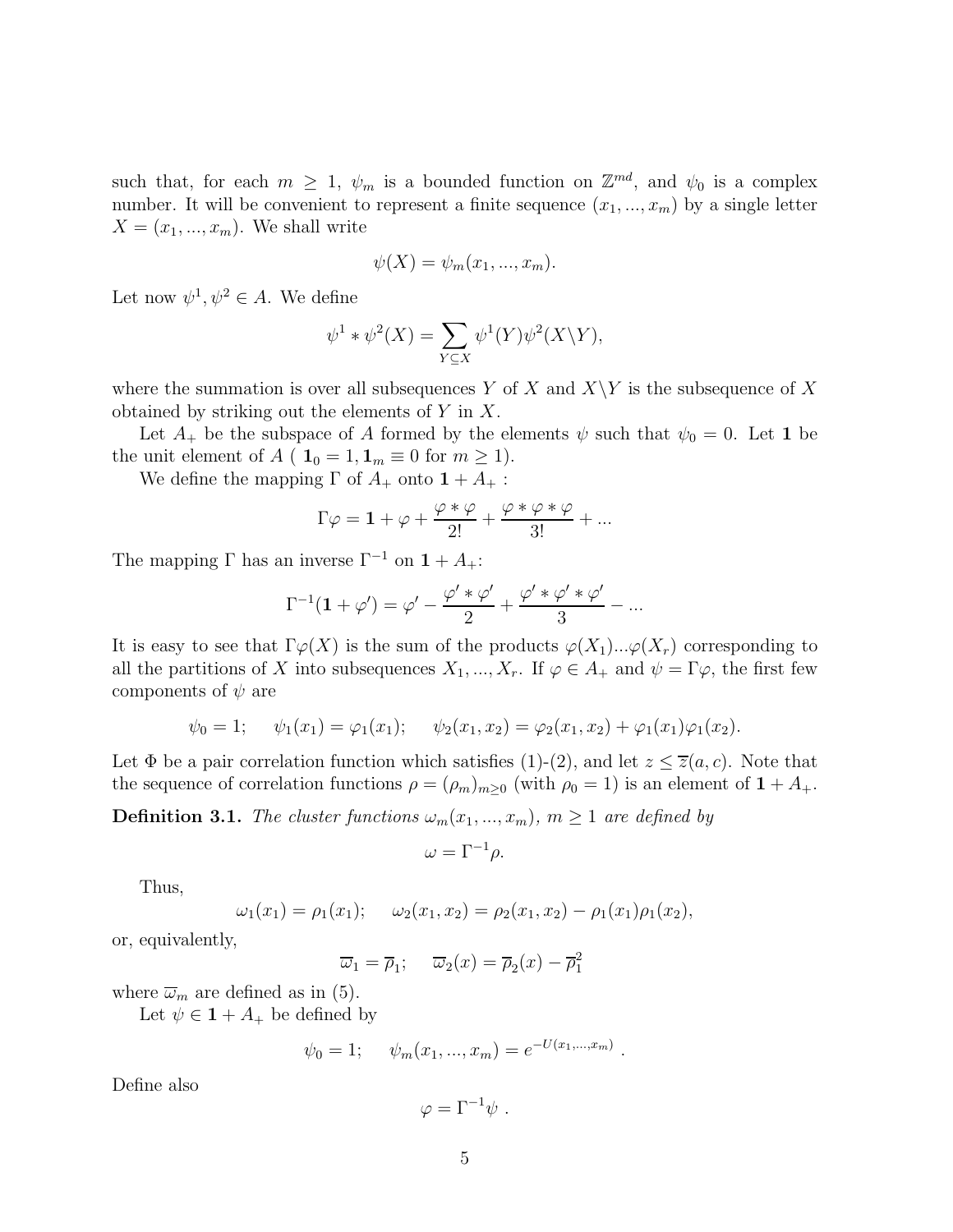such that, for each $m \geq 1$, $\psi_m$ is a bounded function on $\mathbb{Z}^{md}$, and $\psi_0$ is a complex number. It will be convenient to represent a finite sequence $(x_1, ..., x_m)$ by a single letter $X = (x_1, ..., x_m)$. We shall write

$$\psi(X) = \psi_m(x_1, ..., x_m).$$

Let now $\psi^1, \psi^2 \in A$. We define

$$\psi^1 * \psi^2(X) = \sum_{Y \subseteq X} \psi^1(Y)\psi^2(X \backslash Y),$$

where the summation is over all subsequences $Y$ of $X$ and $X \backslash Y$ is the subsequence of $X$ obtained by striking out the elements of $Y$ in $X$.

Let $A_+$ be the subspace of $A$ formed by the elements $\psi$ such that $\psi_0 = 0$. Let $\mathbf{1}$ be the unit element of $A$ ( $\mathbf{1}_0 = 1, \mathbf{1}_m \equiv 0$ for $m \geq 1$).

We define the mapping $\Gamma$ of $A_+$ onto $\mathbf{1} + A_+$ :

$$\Gamma\varphi = \mathbf{1} + \varphi + \frac{\varphi * \varphi}{2!} + \frac{\varphi * \varphi * \varphi}{3!} + ...$$

The mapping $\Gamma$ has an inverse $\Gamma^{-1}$ on $\mathbf{1} + A_+$:

$$\Gamma^{-1}(\mathbf{1} + \varphi') = \varphi' - \frac{\varphi' * \varphi'}{2} + \frac{\varphi' * \varphi' * \varphi'}{3} - ...$$

It is easy to see that $\Gamma\varphi(X)$ is the sum of the products $\varphi(X_1)...\varphi(X_r)$ corresponding to all the partitions of $X$ into subsequences $X_1, ..., X_r$. If $\varphi \in A_+$ and $\psi = \Gamma\varphi$, the first few components of $\psi$ are

$$\psi_0 = 1; \quad \psi_1(x_1) = \varphi_1(x_1); \quad \psi_2(x_1, x_2) = \varphi_2(x_1, x_2) + \varphi_1(x_1)\varphi_1(x_2).$$

Let $\Phi$ be a pair correlation function which satisfies (1)-(2), and let $z \leq \overline{z}(a, c)$. Note that the sequence of correlation functions $\rho = (\rho_m)_{m \geq 0}$ (with $\rho_0 = 1$) is an element of $\mathbf{1} + A_+$.

**Definition 3.1.** *The cluster functions $\omega_m(x_1, ..., x_m)$, $m \geq 1$ are defined by*

$$\omega = \Gamma^{-1}\rho.$$

Thus,

$$\omega_1(x_1) = \rho_1(x_1); \quad \omega_2(x_1, x_2) = \rho_2(x_1, x_2) - \rho_1(x_1)\rho_1(x_2),$$

or, equivalently,

$$\overline{\omega}_1 = \overline{\rho}_1; \quad \overline{\omega}_2(x) = \overline{\rho}_2(x) - \overline{\rho}_1^2$$

where $\overline{\omega}_m$ are defined as in (5).

Let $\psi \in \mathbf{1} + A_+$ be defined by

$$\psi_0 = 1; \quad \psi_m(x_1, ..., x_m) = e^{-U(x_1, ..., x_m)} .$$

Define also

$$\varphi = \Gamma^{-1}\psi .$$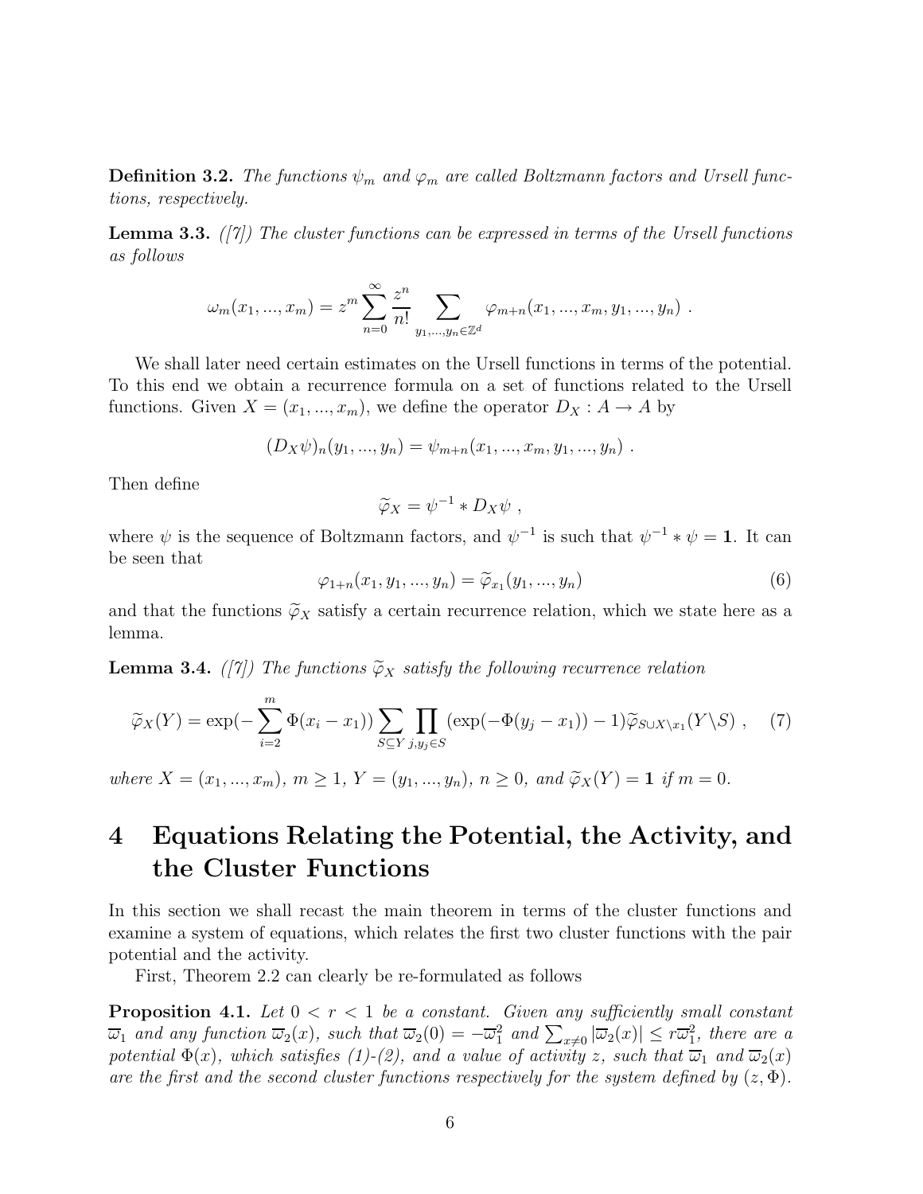**Definition 3.2.** *The functions $\psi_m$ and $\varphi_m$ are called Boltzmann factors and Ursell functions, respectively.*

**Lemma 3.3.** *([7]) The cluster functions can be expressed in terms of the Ursell functions as follows*

$$\omega_m(x_1, ..., x_m) = z^m \sum_{n=0}^{\infty} \frac{z^n}{n!} \sum_{y_1,...,y_n \in \mathbb{Z}^d} \varphi_{m+n}(x_1, ..., x_m, y_1, ..., y_n) \ .$$

We shall later need certain estimates on the Ursell functions in terms of the potential. To this end we obtain a recurrence formula on a set of functions related to the Ursell functions. Given $X = (x_1, ..., x_m)$, we define the operator $D_X : A \to A$ by

$$(D_X \psi)_n(y_1, ..., y_n) = \psi_{m+n}(x_1, ..., x_m, y_1, ..., y_n) \ .$$

Then define

$$\widetilde{\varphi}_X = \psi^{-1} * D_X \psi \ ,$$

where $\psi$ is the sequence of Boltzmann factors, and $\psi^{-1}$ is such that $\psi^{-1} * \psi = \mathbf{1}$. It can be seen that

$$\varphi_{1+n}(x_1, y_1, ..., y_n) = \widetilde{\varphi}_{x_1}(y_1, ..., y_n) \tag{6}$$

and that the functions $\widetilde{\varphi}_X$ satisfy a certain recurrence relation, which we state here as a lemma.

**Lemma 3.4.** *([7]) The functions $\widetilde{\varphi}_X$ satisfy the following recurrence relation*

$$\widetilde{\varphi}_X(Y) = \exp(-\sum_{i=2}^{m} \Phi(x_i - x_1)) \sum_{S \subseteq Y} \prod_{j, y_j \in S} (\exp(-\Phi(y_j - x_1)) - 1) \widetilde{\varphi}_{S \cup X \setminus x_1}(Y \setminus S) \ , \tag{7}$$

*where $X = (x_1, ..., x_m)$, $m \geq 1$, $Y = (y_1, ..., y_n)$, $n \geq 0$, and $\widetilde{\varphi}_X(Y) = \mathbf{1}$ if $m = 0$.*

# 4 Equations Relating the Potential, the Activity, and the Cluster Functions

In this section we shall recast the main theorem in terms of the cluster functions and examine a system of equations, which relates the first two cluster functions with the pair potential and the activity.

First, Theorem 2.2 can clearly be re-formulated as follows

**Proposition 4.1.** *Let $0 < r < 1$ be a constant. Given any sufficiently small constant $\overline{\omega}_1$ and any function $\overline{\omega}_2(x)$, such that $\overline{\omega}_2(0) = -\overline{\omega}_1^2$ and $\sum_{x \neq 0} |\overline{\omega}_2(x)| \leq r\overline{\omega}_1^2$, there are a potential $\Phi(x)$, which satisfies (1)-(2), and a value of activity $z$, such that $\overline{\omega}_1$ and $\overline{\omega}_2(x)$ are the first and the second cluster functions respectively for the system defined by $(z, \Phi)$.*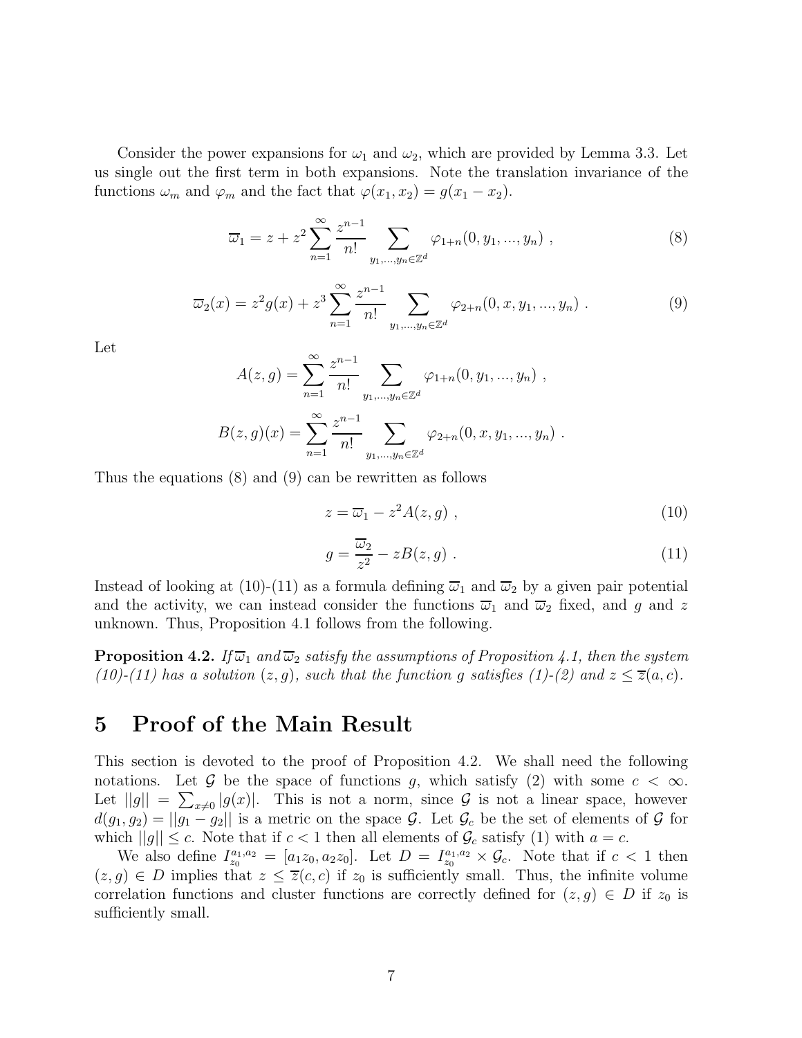Consider the power expansions for $\omega_1$ and $\omega_2$, which are provided by Lemma 3.3. Let us single out the first term in both expansions. Note the translation invariance of the functions $\omega_m$ and $\varphi_m$ and the fact that $\varphi(x_1, x_2) = g(x_1 - x_2)$.

$$\overline{\omega}_1 = z + z^2 \sum_{n=1}^{\infty} \frac{z^{n-1}}{n!} \sum_{y_1,...,y_n \in \mathbb{Z}^d} \varphi_{1+n}(0, y_1, ..., y_n) \ , \tag{8}$$

$$\overline{\omega}_2(x) = z^2 g(x) + z^3 \sum_{n=1}^{\infty} \frac{z^{n-1}}{n!} \sum_{y_1,...,y_n \in \mathbb{Z}^d} \varphi_{2+n}(0, x, y_1, ..., y_n) \ . \tag{9}$$

Let

$$A(z, g) = \sum_{n=1}^{\infty} \frac{z^{n-1}}{n!} \sum_{y_1,...,y_n \in \mathbb{Z}^d} \varphi_{1+n}(0, y_1, ..., y_n) \ ,$$

$$B(z, g)(x) = \sum_{n=1}^{\infty} \frac{z^{n-1}}{n!} \sum_{y_1,...,y_n \in \mathbb{Z}^d} \varphi_{2+n}(0, x, y_1, ..., y_n) \ .$$

Thus the equations (8) and (9) can be rewritten as follows

$$z = \overline{\omega}_1 - z^2 A(z, g) \ , \tag{10}$$

$$g = \frac{\overline{\omega}_2}{z^2} - z B(z, g) \ . \tag{11}$$

Instead of looking at (10)-(11) as a formula defining $\overline{\omega}_1$ and $\overline{\omega}_2$ by a given pair potential and the activity, we can instead consider the functions $\overline{\omega}_1$ and $\overline{\omega}_2$ fixed, and $g$ and $z$ unknown. Thus, Proposition 4.1 follows from the following.

**Proposition 4.2.** *If $\overline{\omega}_1$ and $\overline{\omega}_2$ satisfy the assumptions of Proposition 4.1, then the system (10)-(11) has a solution $(z, g)$, such that the function $g$ satisfies (1)-(2) and $z \le \overline{z}(a, c)$.*

# 5 Proof of the Main Result

This section is devoted to the proof of Proposition 4.2. We shall need the following notations. Let $\mathcal{G}$ be the space of functions $g$, which satisfy (2) with some $c < \infty$. Let $||g|| = \sum_{x \neq 0} |g(x)|$. This is not a norm, since $\mathcal{G}$ is not a linear space, however $d(g_1, g_2) = ||g_1 - g_2||$ is a metric on the space $\mathcal{G}$. Let $\mathcal{G}_c$ be the set of elements of $\mathcal{G}$ for which $||g|| \le c$. Note that if $c < 1$ then all elements of $\mathcal{G}_c$ satisfy (1) with $a = c$.

We also define $I_{z_0}^{a_1, a_2} = [a_1 z_0, a_2 z_0]$. Let $D = I_{z_0}^{a_1, a_2} \times \mathcal{G}_c$. Note that if $c < 1$ then $(z, g) \in D$ implies that $z \le \overline{z}(c, c)$ if $z_0$ is sufficiently small. Thus, the infinite volume correlation functions and cluster functions are correctly defined for $(z, g) \in D$ if $z_0$ is sufficiently small.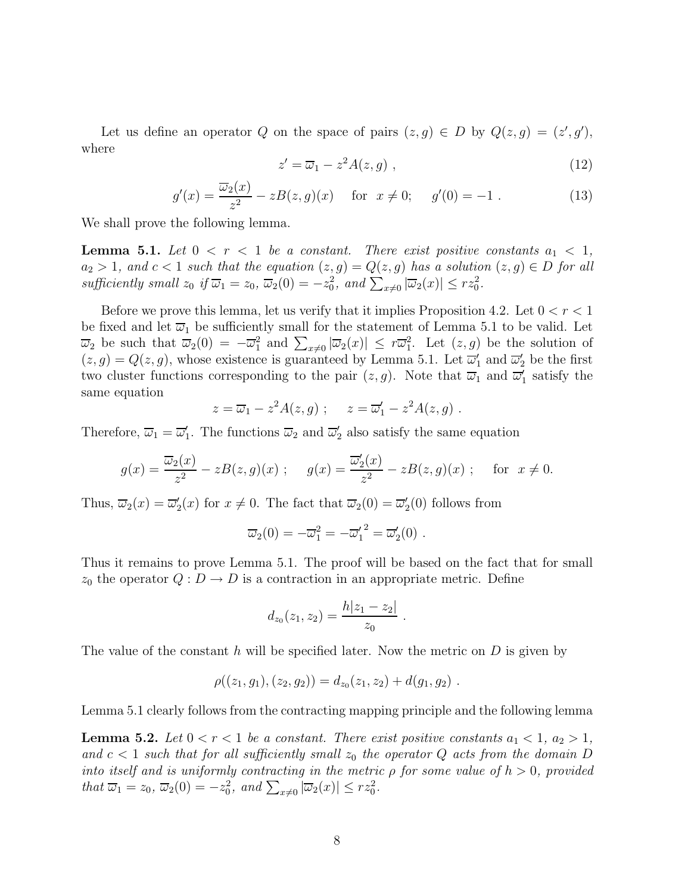Let us define an operator $Q$ on the space of pairs $(z, g) \in D$ by $Q(z, g) = (z', g')$, where

$$z' = \overline{\omega}_1 - z^2 A(z, g) \ , \tag{12}$$

$$g'(x) = \frac{\overline{\omega}_2(x)}{z^2} - zB(z, g)(x) \quad \text{for} \ \ x \neq 0; \quad g'(0) = -1 \ . \tag{13}$$

We shall prove the following lemma.

**Lemma 5.1.** *Let $0 < r < 1$ be a constant. There exist positive constants $a_1 < 1$, $a_2 > 1$, and $c < 1$ such that the equation $(z, g) = Q(z, g)$ has a solution $(z, g) \in D$ for all sufficiently small $z_0$ if $\overline{\omega}_1 = z_0$, $\overline{\omega}_2(0) = -z_0^2$, and $\sum_{x \neq 0} |\overline{\omega}_2(x)| \leq r z_0^2$.*

Before we prove this lemma, let us verify that it implies Proposition 4.2. Let $0 < r < 1$ be fixed and let $\overline{\omega}_1$ be sufficiently small for the statement of Lemma 5.1 to be valid. Let $\overline{\omega}_2$ be such that $\overline{\omega}_2(0) = -\overline{\omega}_1^2$ and $\sum_{x \neq 0} |\overline{\omega}_2(x)| \leq r\overline{\omega}_1^2$. Let $(z, g)$ be the solution of $(z, g) = Q(z, g)$, whose existence is guaranteed by Lemma 5.1. Let $\overline{\omega}_1'$ and $\overline{\omega}_2'$ be the first two cluster functions corresponding to the pair $(z, g)$. Note that $\overline{\omega}_1$ and $\overline{\omega}_1'$ satisfy the same equation

$$z = \overline{\omega}_1 - z^2 A(z, g) \ ; \quad z = \overline{\omega}_1' - z^2 A(z, g) \ .$$

Therefore, $\overline{\omega}_1 = \overline{\omega}_1'$. The functions $\overline{\omega}_2$ and $\overline{\omega}_2'$ also satisfy the same equation

$$g(x) = \frac{\overline{\omega}_2(x)}{z^2} - zB(z, g)(x) \ ; \quad g(x) = \frac{\overline{\omega}_2'(x)}{z^2} - zB(z, g)(x) \ ; \quad \text{for} \ \ x \neq 0.$$

Thus, $\overline{\omega}_2(x) = \overline{\omega}_2'(x)$ for $x \neq 0$. The fact that $\overline{\omega}_2(0) = \overline{\omega}_2'(0)$ follows from

$$\overline{\omega}_2(0) = -\overline{\omega}_1^2 = -{\overline{\omega}_1'}^2 = \overline{\omega}_2'(0) \ .$$

Thus it remains to prove Lemma 5.1. The proof will be based on the fact that for small $z_0$ the operator $Q : D \to D$ is a contraction in an appropriate metric. Define

$$d_{z_0}(z_1, z_2) = \frac{h|z_1 - z_2|}{z_0} \ .$$

The value of the constant $h$ will be specified later. Now the metric on $D$ is given by

$$\rho((z_1, g_1), (z_2, g_2)) = d_{z_0}(z_1, z_2) + d(g_1, g_2) \ .$$

Lemma 5.1 clearly follows from the contracting mapping principle and the following lemma

**Lemma 5.2.** *Let $0 < r < 1$ be a constant. There exist positive constants $a_1 < 1$, $a_2 > 1$, and $c < 1$ such that for all sufficiently small $z_0$ the operator $Q$ acts from the domain $D$ into itself and is uniformly contracting in the metric $\rho$ for some value of $h > 0$, provided that $\overline{\omega}_1 = z_0$, $\overline{\omega}_2(0) = -z_0^2$, and $\sum_{x \neq 0} |\overline{\omega}_2(x)| \leq r z_0^2$.*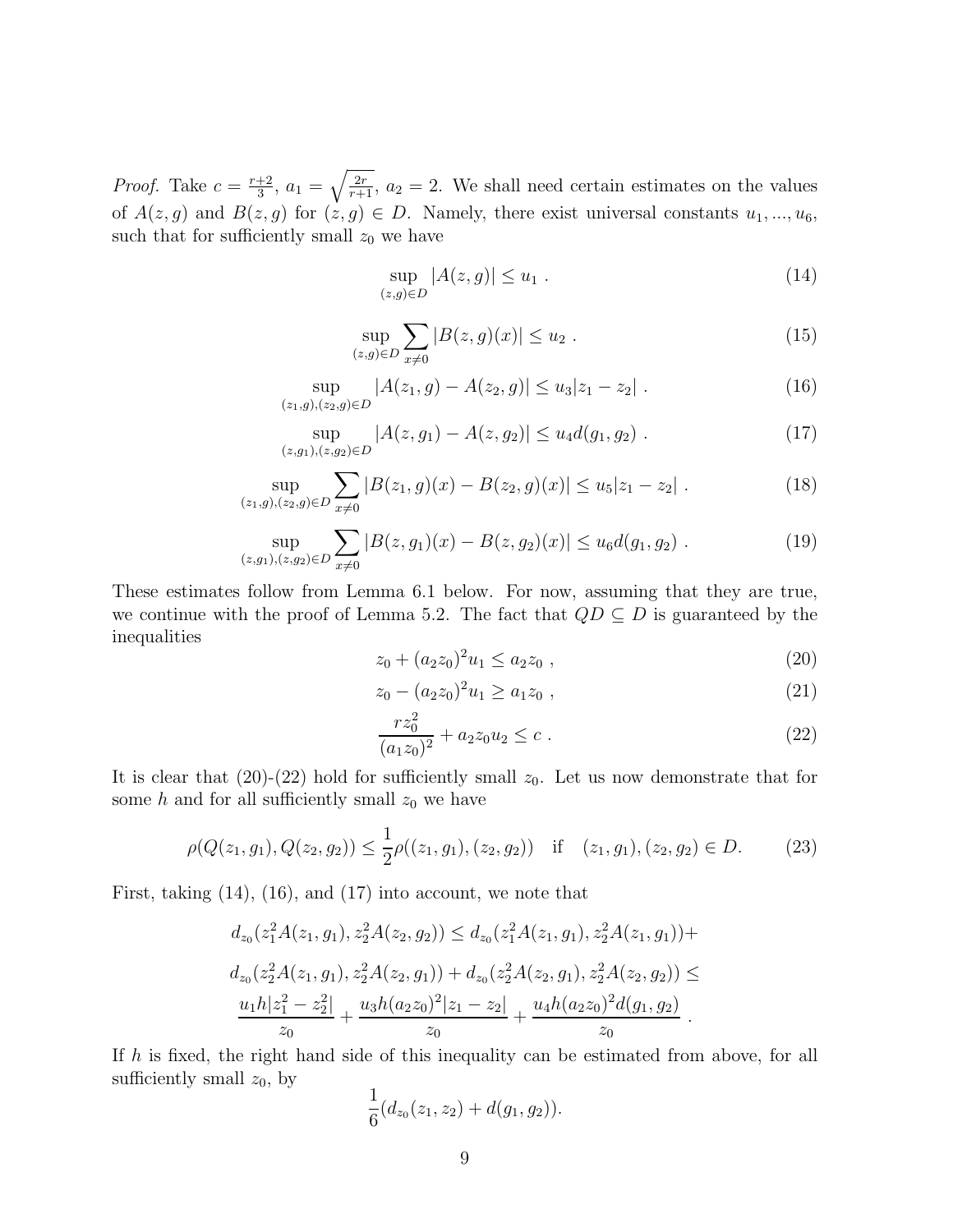*Proof.* Take $c = \frac{r+2}{3}$, $a_1 = \sqrt{\frac{2r}{r+1}}$, $a_2 = 2$. We shall need certain estimates on the values of $A(z,g)$ and $B(z,g)$ for $(z,g) \in D$. Namely, there exist universal constants $u_1, ..., u_6$, such that for sufficiently small $z_0$ we have

$$\sup_{(z,g)\in D} |A(z,g)| \leq u_1 \ . \tag{14}$$

$$\sup_{(z,g)\in D} \sum_{x\neq 0} |B(z,g)(x)| \leq u_2 \ . \tag{15}$$

$$\sup_{(z_1,g),(z_2,g)\in D} |A(z_1,g) - A(z_2,g)| \leq u_3|z_1 - z_2| \ . \tag{16}$$

$$\sup_{(z,g_1),(z,g_2)\in D} |A(z,g_1) - A(z,g_2)| \leq u_4 d(g_1,g_2) \ . \tag{17}$$

$$\sup_{(z_1,g),(z_2,g)\in D} \sum_{x\neq 0} |B(z_1,g)(x) - B(z_2,g)(x)| \leq u_5|z_1 - z_2| \ . \tag{18}$$

$$\sup_{(z,g_1),(z,g_2)\in D} \sum_{x\neq 0} |B(z,g_1)(x) - B(z,g_2)(x)| \leq u_6 d(g_1,g_2) \ . \tag{19}$$

These estimates follow from Lemma 6.1 below. For now, assuming that they are true, we continue with the proof of Lemma 5.2. The fact that $QD \subseteq D$ is guaranteed by the inequalities

$$z_0 + (a_2 z_0)^2 u_1 \leq a_2 z_0 \ , \tag{20}$$

$$z_0 - (a_2 z_0)^2 u_1 \geq a_1 z_0 \ , \tag{21}$$

$$\frac{r z_0^2}{(a_1 z_0)^2} + a_2 z_0 u_2 \leq c \ . \tag{22}$$

It is clear that (20)-(22) hold for sufficiently small $z_0$. Let us now demonstrate that for some $h$ and for all sufficiently small $z_0$ we have

$$\rho(Q(z_1,g_1), Q(z_2,g_2)) \leq \frac{1}{2}\rho((z_1,g_1),(z_2,g_2)) \quad \text{if} \quad (z_1,g_1),(z_2,g_2) \in D. \tag{23}$$

First, taking (14), (16), and (17) into account, we note that

$$d_{z_0}(z_1^2 A(z_1,g_1), z_2^2 A(z_2,g_2)) \leq d_{z_0}(z_1^2 A(z_1,g_1), z_2^2 A(z_1,g_1)) +$$
$$d_{z_0}(z_2^2 A(z_1,g_1), z_2^2 A(z_2,g_1)) + d_{z_0}(z_2^2 A(z_2,g_1), z_2^2 A(z_2,g_2)) \leq$$
$$\frac{u_1 h|z_1^2 - z_2^2|}{z_0} + \frac{u_3 h (a_2 z_0)^2 |z_1 - z_2|}{z_0} + \frac{u_4 h (a_2 z_0)^2 d(g_1,g_2)}{z_0} \ .$$

If $h$ is fixed, the right hand side of this inequality can be estimated from above, for all sufficiently small $z_0$, by

$$\frac{1}{6}(d_{z_0}(z_1,z_2) + d(g_1,g_2)).$$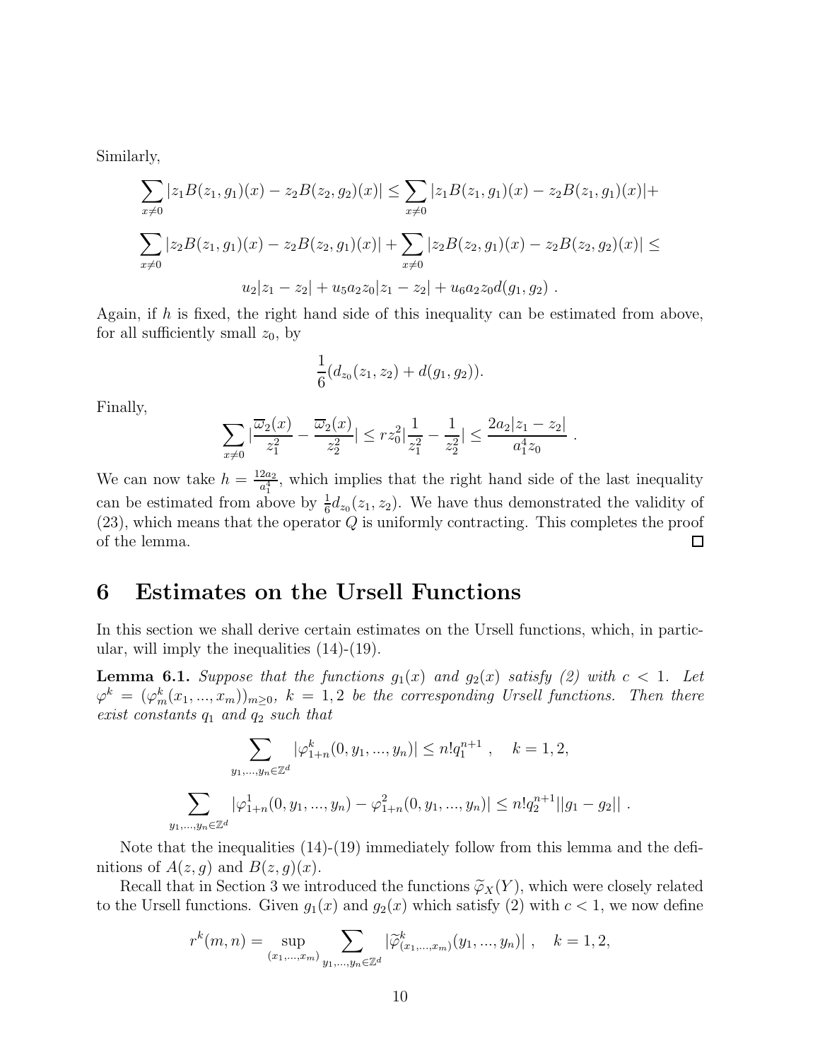Similarly,

$$\sum_{x\neq 0}|z_1B(z_1,g_1)(x)-z_2B(z_2,g_2)(x)| \leq \sum_{x\neq 0}|z_1B(z_1,g_1)(x)-z_2B(z_1,g_1)(x)|+$$

$$\sum_{x\neq 0}|z_2B(z_1,g_1)(x)-z_2B(z_2,g_1)(x)|+\sum_{x\neq 0}|z_2B(z_2,g_1)(x)-z_2B(z_2,g_2)(x)| \leq$$

$$u_2|z_1-z_2|+u_5a_2z_0|z_1-z_2|+u_6a_2z_0d(g_1,g_2)\ .$$

Again, if $h$ is fixed, the right hand side of this inequality can be estimated from above, for all sufficiently small $z_0$, by

$$\frac{1}{6}(d_{z_0}(z_1,z_2)+d(g_1,g_2)).$$

Finally,

$$\sum_{x\neq 0}|\frac{\overline{\varpi}_2(x)}{z_1^2}-\frac{\overline{\varpi}_2(x)}{z_2^2}| \leq rz_0^2|\frac{1}{z_1^2}-\frac{1}{z_2^2}| \leq \frac{2a_2|z_1-z_2|}{a_1^4z_0}\ .$$

We can now take $h=\frac{12a_2}{a_1^4}$, which implies that the right hand side of the last inequality can be estimated from above by $\frac{1}{6}d_{z_0}(z_1,z_2)$. We have thus demonstrated the validity of (23), which means that the operator $Q$ is uniformly contracting. This completes the proof of the lemma. $\square$

# 6 Estimates on the Ursell Functions

In this section we shall derive certain estimates on the Ursell functions, which, in particular, will imply the inequalities (14)-(19).

**Lemma 6.1.** *Suppose that the functions $g_1(x)$ and $g_2(x)$ satisfy (2) with $c<1$. Let $\varphi^k=(\varphi^k_m(x_1,...,x_m))_{m\geq 0}$, $k=1,2$ be the corresponding Ursell functions. Then there exist constants $q_1$ and $q_2$ such that*

$$\sum_{y_1,...,y_n\in\mathbb{Z}^d}|\varphi^k_{1+n}(0,y_1,...,y_n)| \leq n!q_1^{n+1}\ , \quad k=1,2,$$

$$\sum_{y_1,...,y_n\in\mathbb{Z}^d}|\varphi^1_{1+n}(0,y_1,...,y_n)-\varphi^2_{1+n}(0,y_1,...,y_n)| \leq n!q_2^{n+1}||g_1-g_2||\ .$$

Note that the inequalities (14)-(19) immediately follow from this lemma and the definitions of $A(z,g)$ and $B(z,g)(x)$.

Recall that in Section 3 we introduced the functions $\widetilde{\varphi}_X(Y)$, which were closely related to the Ursell functions. Given $g_1(x)$ and $g_2(x)$ which satisfy (2) with $c<1$, we now define

$$r^k(m,n)=\sup_{(x_1,...,x_m)}\sum_{y_1,...,y_n\in\mathbb{Z}^d}|\widetilde{\varphi}^k_{(x_1,...,x_m)}(y_1,...,y_n)|\ , \quad k=1,2,$$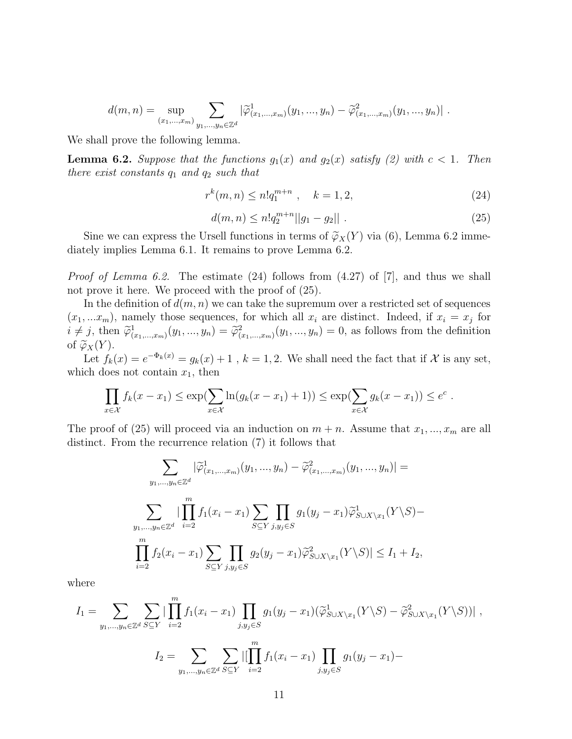$$d(m,n) = \sup_{(x_1,...,x_m)} \sum_{y_1,...,y_n \in \mathbb{Z}^d} |\widetilde{\varphi}^1_{(x_1,...,x_m)}(y_1,...,y_n) - \widetilde{\varphi}^2_{(x_1,...,x_m)}(y_1,...,y_n)| \ .$$

We shall prove the following lemma.

**Lemma 6.2.** *Suppose that the functions $g_1(x)$ and $g_2(x)$ satisfy (2) with $c < 1$. Then there exist constants $q_1$ and $q_2$ such that*

$$r^k(m,n) \leq n! q_1^{m+n} \ , \quad k = 1, 2, \tag{24}$$

$$d(m,n) \leq n! q_2^{m+n} ||g_1 - g_2|| \ . \tag{25}$$

Sine we can express the Ursell functions in terms of $\widetilde{\varphi}_X(Y)$ via (6), Lemma 6.2 immediately implies Lemma 6.1. It remains to prove Lemma 6.2.

*Proof of Lemma 6.2.* The estimate (24) follows from (4.27) of [7], and thus we shall not prove it here. We proceed with the proof of (25).

In the definition of $d(m,n)$ we can take the supremum over a restricted set of sequences $(x_1, ...x_m)$, namely those sequences, for which all $x_i$ are distinct. Indeed, if $x_i = x_j$ for $i \neq j$, then $\widetilde{\varphi}^1_{(x_1,...,x_m)}(y_1,...,y_n) = \widetilde{\varphi}^2_{(x_1,...,x_m)}(y_1,...,y_n) = 0$, as follows from the definition of $\widetilde{\varphi}_X(Y)$.

Let $f_k(x) = e^{-\Phi_k(x)} = g_k(x) + 1$ , $k = 1, 2$. We shall need the fact that if $\mathcal{X}$ is any set, which does not contain $x_1$, then

$$\prod_{x \in \mathcal{X}} f_k(x - x_1) \leq \exp(\sum_{x \in \mathcal{X}} \ln(g_k(x - x_1) + 1)) \leq \exp(\sum_{x \in \mathcal{X}} g_k(x - x_1)) \leq e^c \ .$$

The proof of (25) will proceed via an induction on $m + n$. Assume that $x_1, ..., x_m$ are all distinct. From the recurrence relation (7) it follows that

$$\sum_{y_1,...,y_n \in \mathbb{Z}^d} |\widetilde{\varphi}^1_{(x_1,...,x_m)}(y_1,...,y_n) - \widetilde{\varphi}^2_{(x_1,...,x_m)}(y_1,...,y_n)| =$$

$$\sum_{y_1,...,y_n \in \mathbb{Z}^d} |\prod_{i=2}^m f_1(x_i - x_1) \sum_{S \subseteq Y} \prod_{j, y_j \in S} g_1(y_j - x_1) \widetilde{\varphi}^1_{S \cup X \setminus x_1}(Y \setminus S) -$$

$$\prod_{i=2}^m f_2(x_i - x_1) \sum_{S \subseteq Y} \prod_{j, y_j \in S} g_2(y_j - x_1) \widetilde{\varphi}^2_{S \cup X \setminus x_1}(Y \setminus S)| \leq I_1 + I_2,$$

where

$$I_1 = \sum_{y_1,...,y_n \in \mathbb{Z}^d} \sum_{S \subseteq Y} |\prod_{i=2}^m f_1(x_i - x_1) \prod_{j, y_j \in S} g_1(y_j - x_1)(\widetilde{\varphi}^1_{S \cup X \setminus x_1}(Y \setminus S) - \widetilde{\varphi}^2_{S \cup X \setminus x_1}(Y \setminus S))| \ ,$$

$$I_2 = \sum_{y_1,...,y_n \in \mathbb{Z}^d} \sum_{S \subseteq Y} |[\prod_{i=2}^m f_1(x_i - x_1) \prod_{j, y_j \in S} g_1(y_j - x_1) -$$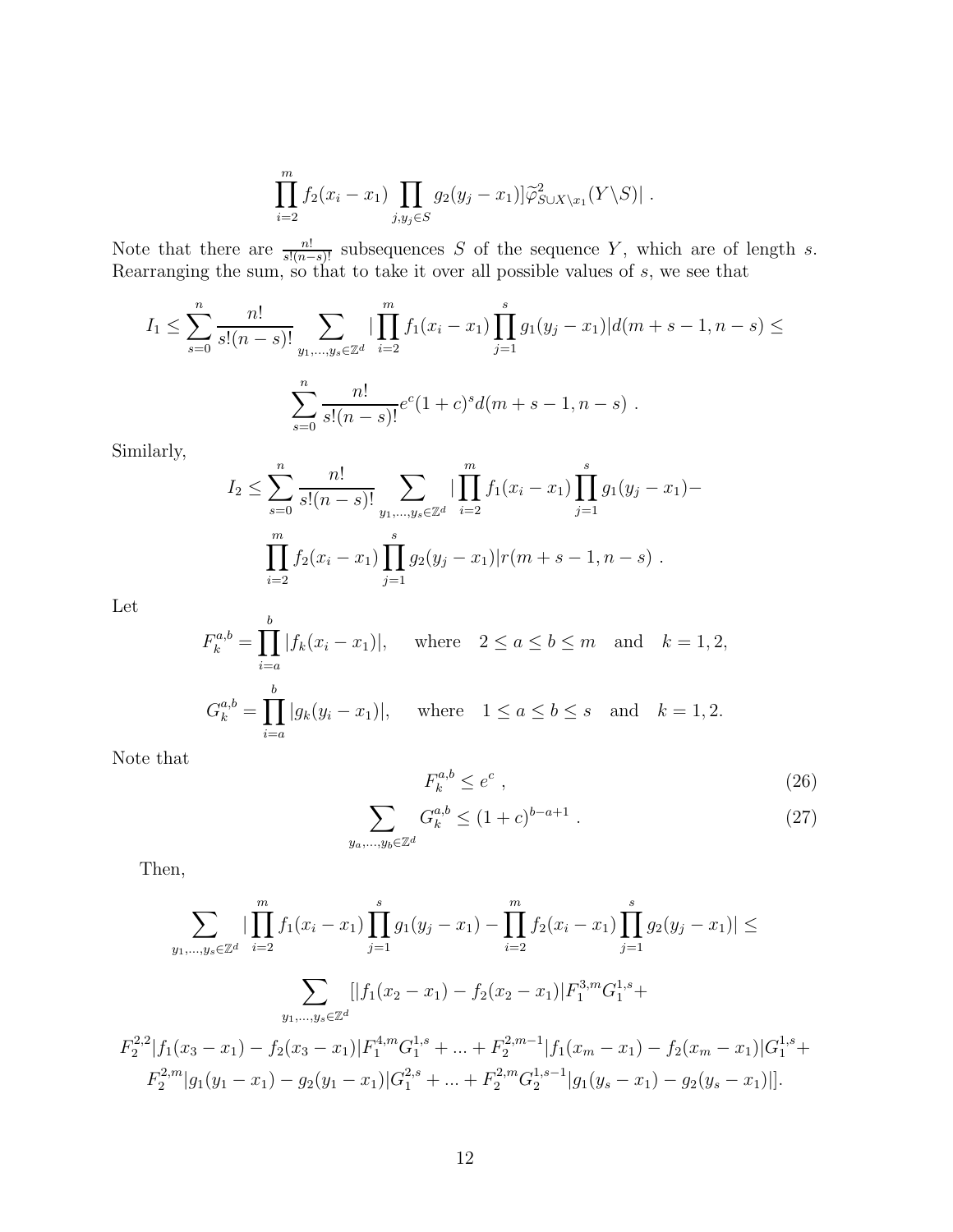$$\prod_{i=2}^{m} f_2(x_i - x_1) \prod_{j, y_j \in S} g_2(y_j - x_1)]\widetilde{\varphi}^2_{S \cup X \setminus x_1}(Y \setminus S)| \ .$$

Note that there are $\frac{n!}{s!(n-s)!}$ subsequences $S$ of the sequence $Y$, which are of length $s$. Rearranging the sum, so that to take it over all possible values of $s$, we see that

$$I_1 \leq \sum_{s=0}^{n} \frac{n!}{s!(n-s)!} \sum_{y_1,\ldots,y_s \in \mathbb{Z}^d} |\prod_{i=2}^{m} f_1(x_i - x_1) \prod_{j=1}^{s} g_1(y_j - x_1)| d(m+s-1, n-s) \leq$$

$$\sum_{s=0}^{n} \frac{n!}{s!(n-s)!} e^c (1+c)^s d(m+s-1, n-s) \ .$$

Similarly,

$$I_2 \leq \sum_{s=0}^{n} \frac{n!}{s!(n-s)!} \sum_{y_1,\ldots,y_s \in \mathbb{Z}^d} |\prod_{i=2}^{m} f_1(x_i - x_1) \prod_{j=1}^{s} g_1(y_j - x_1) -$$

$$\prod_{i=2}^{m} f_2(x_i - x_1) \prod_{j=1}^{s} g_2(y_j - x_1)| r(m+s-1, n-s) \ .$$

Let

$$F_k^{a,b} = \prod_{i=a}^{b} |f_k(x_i - x_1)|, \quad \text{ where } \quad 2 \leq a \leq b \leq m \quad \text{and} \quad k = 1, 2,$$

$$G_k^{a,b} = \prod_{i=a}^{b} |g_k(y_i - x_1)|, \quad \text{ where } \quad 1 \leq a \leq b \leq s \quad \text{and} \quad k = 1, 2.$$

Note that

$$F_k^{a,b} \leq e^c \ , \tag{26}$$

$$\sum_{y_a,\ldots,y_b \in \mathbb{Z}^d} G_k^{a,b} \leq (1+c)^{b-a+1} \ . \tag{27}$$

Then,

$$\sum_{y_1,\ldots,y_s \in \mathbb{Z}^d} |\prod_{i=2}^{m} f_1(x_i - x_1) \prod_{j=1}^{s} g_1(y_j - x_1) - \prod_{i=2}^{m} f_2(x_i - x_1) \prod_{j=1}^{s} g_2(y_j - x_1)| \leq$$

$$\sum_{y_1,\ldots,y_s \in \mathbb{Z}^d} [|f_1(x_2 - x_1) - f_2(x_2 - x_1)| F_1^{3,m} G_1^{1,s} +$$

$$F_2^{2,2} |f_1(x_3 - x_1) - f_2(x_3 - x_1)| F_1^{4,m} G_1^{1,s} + \ldots + F_2^{2,m-1} |f_1(x_m - x_1) - f_2(x_m - x_1)| G_1^{1,s} +$$

$$F_2^{2,m} |g_1(y_1 - x_1) - g_2(y_1 - x_1)| G_1^{2,s} + \ldots + F_2^{2,m} G_2^{1,s-1} |g_1(y_s - x_1) - g_2(y_s - x_1)|].$$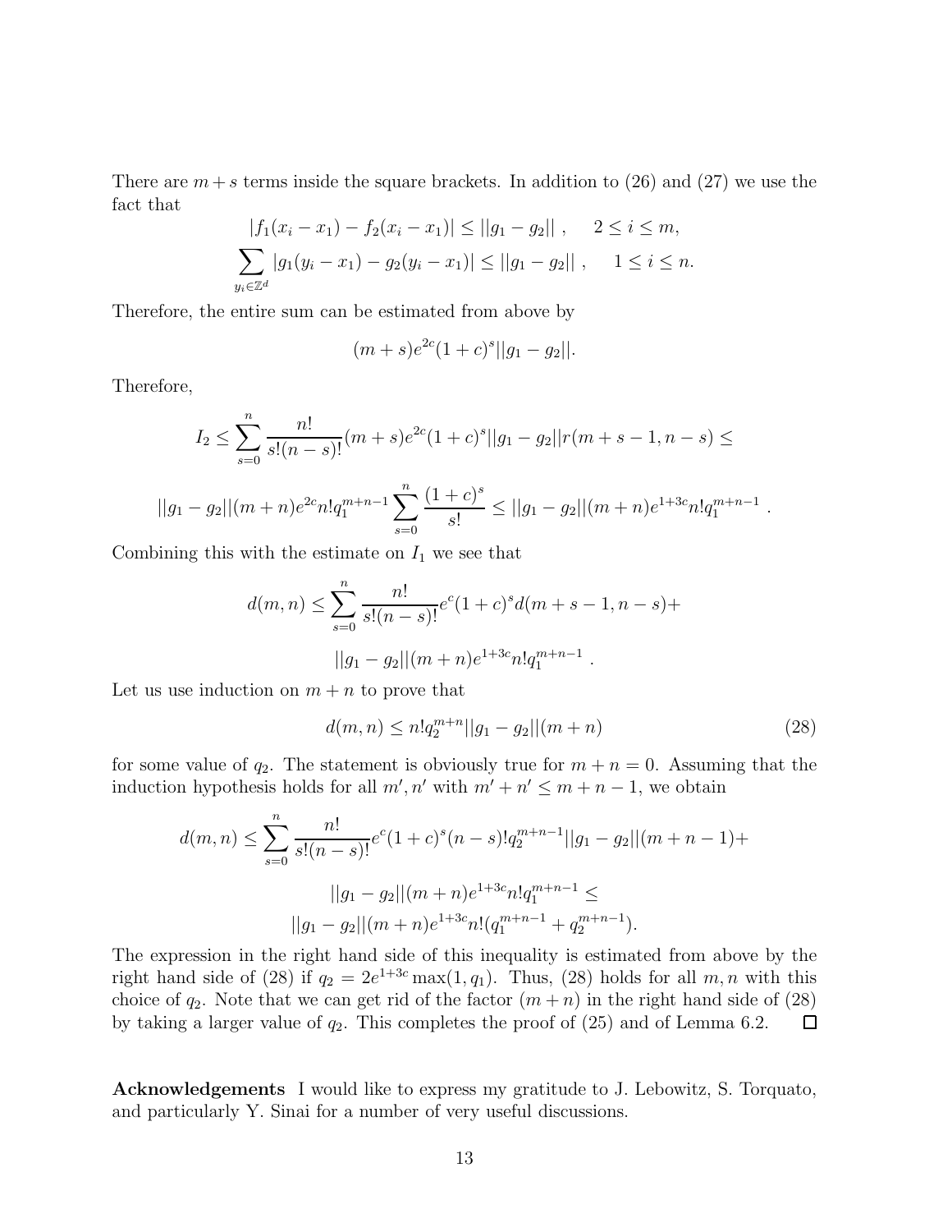There are $m+s$ terms inside the square brackets. In addition to (26) and (27) we use the fact that

$$|f_1(x_i - x_1) - f_2(x_i - x_1)| \leq ||g_1 - g_2|| \ , \quad 2 \leq i \leq m,$$

$$\sum_{y_i \in \mathbb{Z}^d} |g_1(y_i - x_1) - g_2(y_i - x_1)| \leq ||g_1 - g_2|| \ , \quad 1 \leq i \leq n.$$

Therefore, the entire sum can be estimated from above by

$$(m+s)e^{2c}(1+c)^s ||g_1 - g_2||.$$

Therefore,

$$I_2 \leq \sum_{s=0}^{n} \frac{n!}{s!(n-s)!}(m+s)e^{2c}(1+c)^s ||g_1 - g_2|| r(m+s-1, n-s) \leq$$

$$||g_1 - g_2||(m+n)e^{2c} n! q_1^{m+n-1} \sum_{s=0}^{n} \frac{(1+c)^s}{s!} \leq ||g_1 - g_2||(m+n)e^{1+3c} n! q_1^{m+n-1} \ .$$

Combining this with the estimate on $I_1$ we see that

$$d(m,n) \leq \sum_{s=0}^{n} \frac{n!}{s!(n-s)!} e^c (1+c)^s d(m+s-1, n-s) +$$

$$||g_1 - g_2||(m+n)e^{1+3c} n! q_1^{m+n-1} \ .$$

Let us use induction on $m+n$ to prove that

$$d(m,n) \leq n! q_2^{m+n} ||g_1 - g_2||(m+n) \tag{28}$$

for some value of $q_2$. The statement is obviously true for $m+n=0$. Assuming that the induction hypothesis holds for all $m', n'$ with $m' + n' \leq m+n-1$, we obtain

$$d(m,n) \leq \sum_{s=0}^{n} \frac{n!}{s!(n-s)!} e^c (1+c)^s (n-s)! q_2^{m+n-1} ||g_1 - g_2||(m+n-1) +$$

$$||g_1 - g_2||(m+n)e^{1+3c} n! q_1^{m+n-1} \leq$$

$$||g_1 - g_2||(m+n)e^{1+3c} n! (q_1^{m+n-1} + q_2^{m+n-1}).$$

The expression in the right hand side of this inequality is estimated from above by the right hand side of (28) if $q_2 = 2e^{1+3c}\max(1, q_1)$. Thus, (28) holds for all $m, n$ with this choice of $q_2$. Note that we can get rid of the factor $(m+n)$ in the right hand side of (28) by taking a larger value of $q_2$. This completes the proof of (25) and of Lemma 6.2. $\square$

**Acknowledgements** I would like to express my gratitude to J. Lebowitz, S. Torquato, and particularly Y. Sinai for a number of very useful discussions.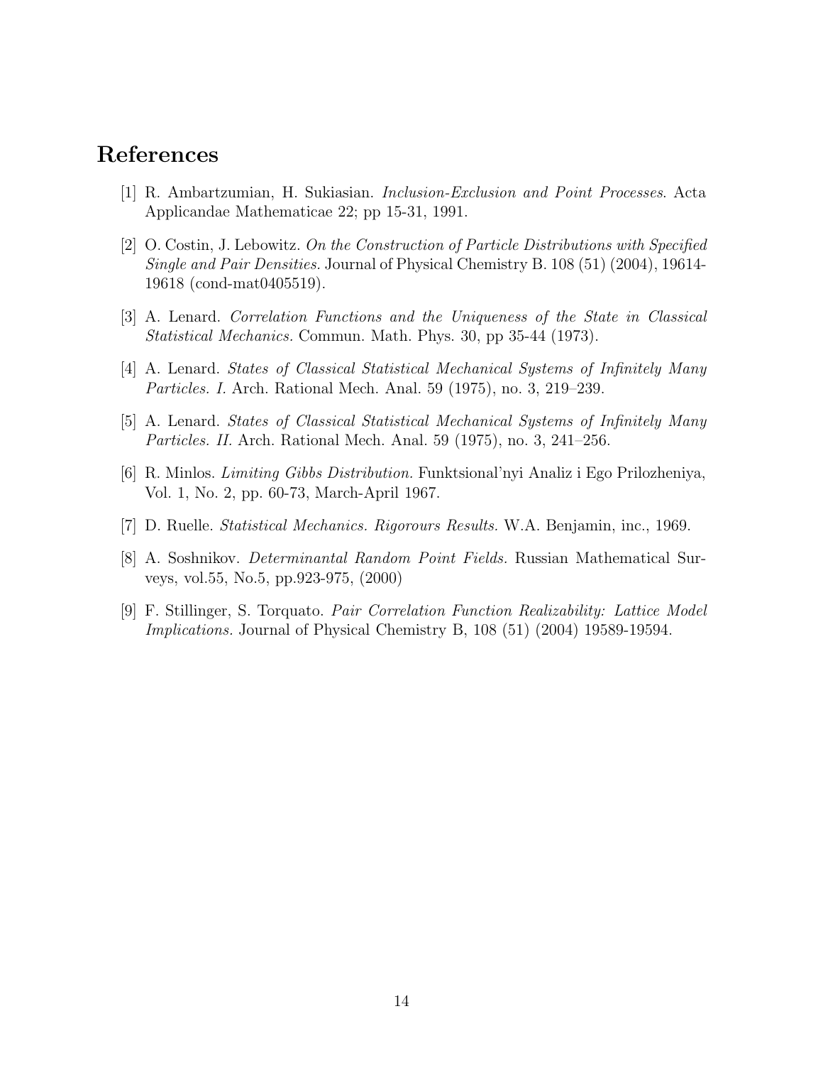# References

[1] R. Ambartzumian, H. Sukiasian. *Inclusion-Exclusion and Point Processes*. Acta Applicandae Mathematicae 22; pp 15-31, 1991.

[2] O. Costin, J. Lebowitz. *On the Construction of Particle Distributions with Specified Single and Pair Densities.* Journal of Physical Chemistry B. 108 (51) (2004), 19614-19618 (cond-mat0405519).

[3] A. Lenard. *Correlation Functions and the Uniqueness of the State in Classical Statistical Mechanics.* Commun. Math. Phys. 30, pp 35-44 (1973).

[4] A. Lenard. *States of Classical Statistical Mechanical Systems of Infinitely Many Particles. I.* Arch. Rational Mech. Anal. 59 (1975), no. 3, 219–239.

[5] A. Lenard. *States of Classical Statistical Mechanical Systems of Infinitely Many Particles. II.* Arch. Rational Mech. Anal. 59 (1975), no. 3, 241–256.

[6] R. Minlos. *Limiting Gibbs Distribution.* Funktsional'nyi Analiz i Ego Prilozheniya, Vol. 1, No. 2, pp. 60-73, March-April 1967.

[7] D. Ruelle. *Statistical Mechanics. Rigorours Results.* W.A. Benjamin, inc., 1969.

[8] A. Soshnikov. *Determinantal Random Point Fields.* Russian Mathematical Surveys, vol.55, No.5, pp.923-975, (2000)

[9] F. Stillinger, S. Torquato. *Pair Correlation Function Realizability: Lattice Model Implications.* Journal of Physical Chemistry B, 108 (51) (2004) 19589-19594.